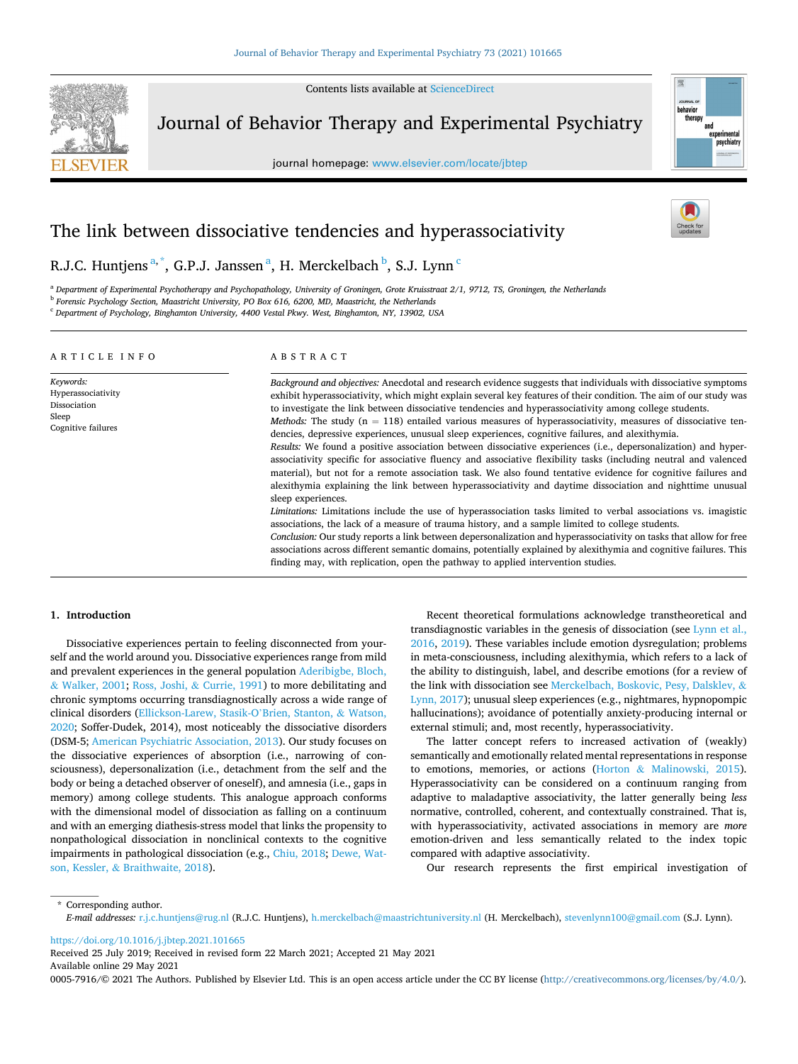# The link between dissociative tendencies and hyperassociativity

R.J.C. Huntjens [a,*], G.P.J. Janssen [a], H. Merckelbach [b], S.J. Lynn [c]

[a] Department of Experimental Psychotherapy and Psychopathology, University of Groningen, Grote Kruisstraat 2/1, 9712, TS, Groningen, the Netherlands
[b] Forensic Psychology Section, Maastricht University, PO Box 616, 6200, MD, Maastricht, the Netherlands
[c] Department of Psychology, Binghamton University, 4400 Vestal Pkwy. West, Binghamton, NY, 13902, USA

## ARTICLE INFO

*Keywords:*
Hyperassociativity
Dissociation
Sleep
Cognitive failures

## ABSTRACT

*Background and objectives:* Anecdotal and research evidence suggests that individuals with dissociative symptoms exhibit hyperassociativity, which might explain several key features of their condition. The aim of our study was to investigate the link between dissociative tendencies and hyperassociativity among college students.

*Methods:* The study (n = 118) entailed various measures of hyperassociativity, measures of dissociative tendencies, depressive experiences, unusual sleep experiences, cognitive failures, and alexithymia.

*Results:* We found a positive association between dissociative experiences (i.e., depersonalization) and hyperassociativity specific for associative fluency and associative flexibility tasks (including neutral and valenced material), but not for a remote association task. We also found tentative evidence for cognitive failures and alexithymia explaining the link between hyperassociativity and daytime dissociation and nighttime unusual sleep experiences.

*Limitations:* Limitations include the use of hyperassociation tasks limited to verbal associations vs. imagistic associations, the lack of a measure of trauma history, and a sample limited to college students.

*Conclusion:* Our study reports a link between depersonalization and hyperassociativity on tasks that allow for free associations across different semantic domains, potentially explained by alexithymia and cognitive failures. This finding may, with replication, open the pathway to applied intervention studies.

## 1. Introduction

Dissociative experiences pertain to feeling disconnected from yourself and the world around you. Dissociative experiences range from mild and prevalent experiences in the general population Aderibigbe, Bloch, & Walker, 2001; Ross, Joshi, & Currie, 1991) to more debilitating and chronic symptoms occurring transdiagnostically across a wide range of clinical disorders (Ellickson-Larew, Stasik-O'Brien, Stanton, & Watson, 2020; Soffer-Dudek, 2014), most noticeably the dissociative disorders (DSM-5; American Psychiatric Association, 2013). Our study focuses on the dissociative experiences of absorption (i.e., narrowing of consciousness), depersonalization (i.e., detachment from the self and the body or being a detached observer of oneself), and amnesia (i.e., gaps in memory) among college students. This analogue approach conforms with the dimensional model of dissociation as falling on a continuum and with an emerging diathesis-stress model that links the propensity to nonpathological dissociation in nonclinical contexts to the cognitive impairments in pathological dissociation (e.g., Chiu, 2018; Dewe, Watson, Kessler, & Braithwaite, 2018).

Recent theoretical formulations acknowledge transtheoretical and transdiagnostic variables in the genesis of dissociation (see Lynn et al., 2016, 2019). These variables include emotion dysregulation; problems in meta-consciousness, including alexithymia, which refers to a lack of the ability to distinguish, label, and describe emotions (for a review of the link with dissociation see Merckelbach, Boskovic, Pesy, Dalsklev, & Lynn, 2017); unusual sleep experiences (e.g., nightmares, hypnopompic hallucinations); avoidance of potentially anxiety-producing internal or external stimuli; and, most recently, hyperassociativity.

The latter concept refers to increased activation of (weakly) semantically and emotionally related mental representations in response to emotions, memories, or actions (Horton & Malinowski, 2015). Hyperassociativity can be considered on a continuum ranging from adaptive to maladaptive associativity, the latter generally being *less* normative, controlled, coherent, and contextually constrained. That is, with hyperassociativity, activated associations in memory are *more* emotion-driven and less semantically related to the index topic compared with adaptive associativity.

Our research represents the first empirical investigation of

\* Corresponding author.
*E-mail addresses:* r.j.c.huntjens@rug.nl (R.J.C. Huntjens), h.merckelbach@maastrichtuniversity.nl (H. Merckelbach), stevenlynn100@gmail.com (S.J. Lynn).

https://doi.org/10.1016/j.jbtep.2021.101665
Received 25 July 2019; Received in revised form 22 March 2021; Accepted 21 May 2021
Available online 29 May 2021
0005-7916/© 2021 The Authors. Published by Elsevier Ltd. This is an open access article under the CC BY license (http://creativecommons.org/licenses/by/4.0/).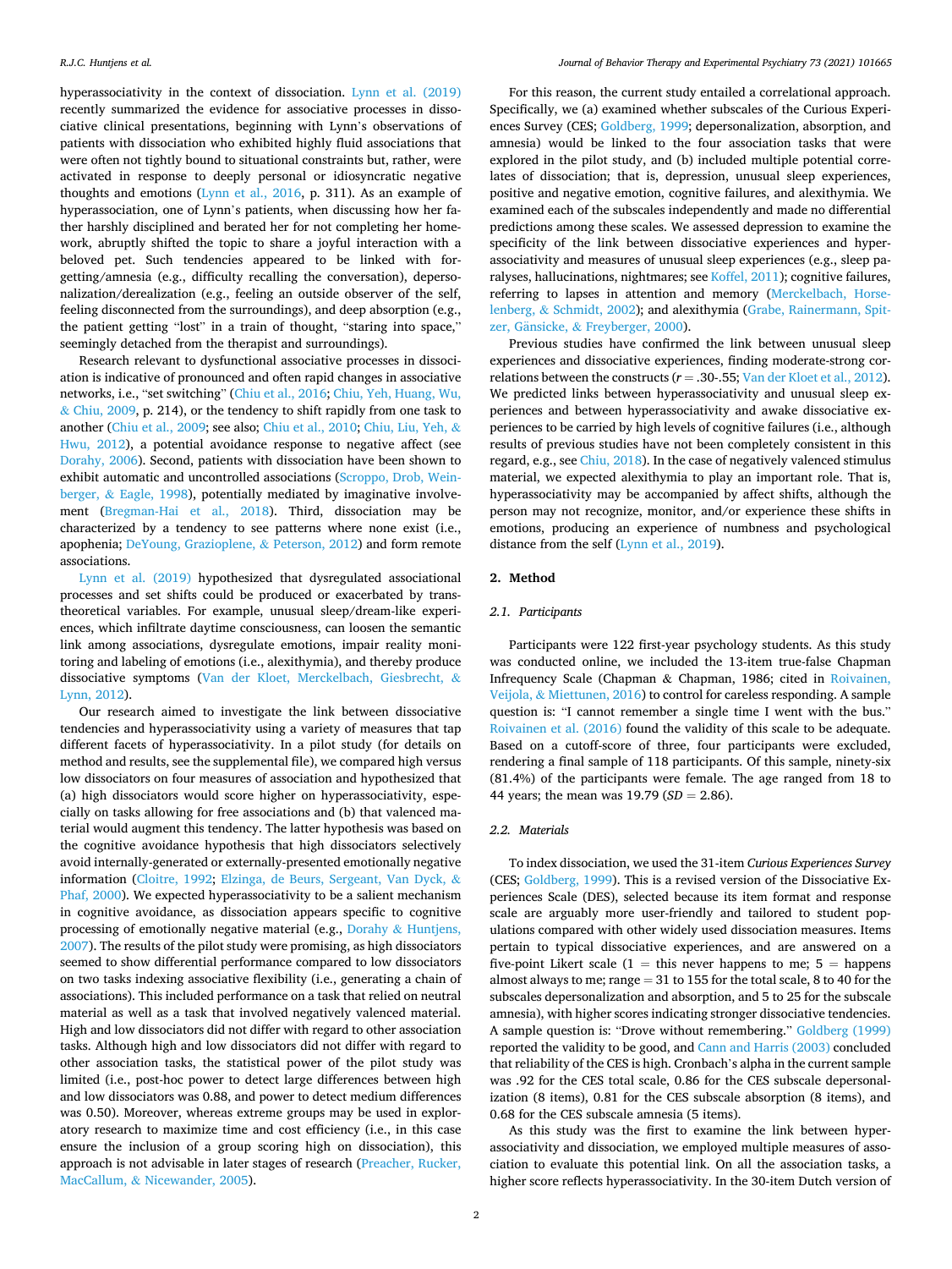hyperassociativity in the context of dissociation. Lynn et al. (2019) recently summarized the evidence for associative processes in dissociative clinical presentations, beginning with Lynn's observations of patients with dissociation who exhibited highly fluid associations that were often not tightly bound to situational constraints but, rather, were activated in response to deeply personal or idiosyncratic negative thoughts and emotions (Lynn et al., 2016, p. 311). As an example of hyperassociation, one of Lynn's patients, when discussing how her father harshly disciplined and berated her for not completing her homework, abruptly shifted the topic to share a joyful interaction with a beloved pet. Such tendencies appeared to be linked with forgetting/amnesia (e.g., difficulty recalling the conversation), depersonalization/derealization (e.g., feeling an outside observer of the self, feeling disconnected from the surroundings), and deep absorption (e.g., the patient getting "lost" in a train of thought, "staring into space," seemingly detached from the therapist and surroundings).

Research relevant to dysfunctional associative processes in dissociation is indicative of pronounced and often rapid changes in associative networks, i.e., "set switching" (Chiu et al., 2016; Chiu, Yeh, Huang, Wu, & Chiu, 2009, p. 214), or the tendency to shift rapidly from one task to another (Chiu et al., 2009; see also; Chiu et al., 2010; Chiu, Liu, Yeh, & Hwu, 2012), a potential avoidance response to negative affect (see Dorahy, 2006). Second, patients with dissociation have been shown to exhibit automatic and uncontrolled associations (Scroppo, Drob, Weinberger, & Eagle, 1998), potentially mediated by imaginative involvement (Bregman-Hai et al., 2018). Third, dissociation may be characterized by a tendency to see patterns where none exist (i.e., apophenia; DeYoung, Grazioplene, & Peterson, 2012) and form remote associations.

Lynn et al. (2019) hypothesized that dysregulated associational processes and set shifts could be produced or exacerbated by transtheoretical variables. For example, unusual sleep/dream-like experiences, which infiltrate daytime consciousness, can loosen the semantic link among associations, dysregulate emotions, impair reality monitoring and labeling of emotions (i.e., alexithymia), and thereby produce dissociative symptoms (Van der Kloet, Merckelbach, Giesbrecht, & Lynn, 2012).

Our research aimed to investigate the link between dissociative tendencies and hyperassociativity using a variety of measures that tap different facets of hyperassociativity. In a pilot study (for details on method and results, see the supplemental file), we compared high versus low dissociators on four measures of association and hypothesized that (a) high dissociators would score higher on hyperassociativity, especially on tasks allowing for free associations and (b) that valenced material would augment this tendency. The latter hypothesis was based on the cognitive avoidance hypothesis that high dissociators selectively avoid internally-generated or externally-presented emotionally negative information (Cloitre, 1992; Elzinga, de Beurs, Sergeant, Van Dyck, & Phaf, 2000). We expected hyperassociativity to be a salient mechanism in cognitive avoidance, as dissociation appears specific to cognitive processing of emotionally negative material (e.g., Dorahy & Huntjens, 2007). The results of the pilot study were promising, as high dissociators seemed to show differential performance compared to low dissociators on two tasks indexing associative flexibility (i.e., generating a chain of associations). This included performance on a task that relied on neutral material as well as a task that involved negatively valenced material. High and low dissociators did not differ with regard to other association tasks. Although high and low dissociators did not differ with regard to other association tasks, the statistical power of the pilot study was limited (i.e., post-hoc power to detect large differences between high and low dissociators was 0.88, and power to detect medium differences was 0.50). Moreover, whereas extreme groups may be used in exploratory research to maximize time and cost efficiency (i.e., in this case ensure the inclusion of a group scoring high on dissociation), this approach is not advisable in later stages of research (Preacher, Rucker, MacCallum, & Nicewander, 2005).

For this reason, the current study entailed a correlational approach. Specifically, we (a) examined whether subscales of the Curious Experiences Survey (CES; Goldberg, 1999; depersonalization, absorption, and amnesia) would be linked to the four association tasks that were explored in the pilot study, and (b) included multiple potential correlates of dissociation; that is, depression, unusual sleep experiences, positive and negative emotion, cognitive failures, and alexithymia. We examined each of the subscales independently and made no differential predictions among these scales. We assessed depression to examine the specificity of the link between dissociative experiences and hyperassociativity and measures of unusual sleep experiences (e.g., sleep paralyses, hallucinations, nightmares; see Koffel, 2011); cognitive failures, referring to lapses in attention and memory (Merckelbach, Horselenberg, & Schmidt, 2002); and alexithymia (Grabe, Rainermann, Spitzer, Gänsicke, & Freyberger, 2000).

Previous studies have confirmed the link between unusual sleep experiences and dissociative experiences, finding moderate-strong correlations between the constructs ($r = .30$-$.55$; Van der Kloet et al., 2012). We predicted links between hyperassociativity and unusual sleep experiences and between hyperassociativity and awake dissociative experiences to be carried by high levels of cognitive failures (i.e., although results of previous studies have not been completely consistent in this regard, e.g., see Chiu, 2018). In the case of negatively valenced stimulus material, we expected alexithymia to play an important role. That is, hyperassociativity may be accompanied by affect shifts, although the person may not recognize, monitor, and/or experience these shifts in emotions, producing an experience of numbness and psychological distance from the self (Lynn et al., 2019).

## 2. Method

### 2.1. Participants

Participants were 122 first-year psychology students. As this study was conducted online, we included the 13-item true-false Chapman Infrequency Scale (Chapman & Chapman, 1986; cited in Roivainen, Veijola, & Miettunen, 2016) to control for careless responding. A sample question is: "I cannot remember a single time I went with the bus." Roivainen et al. (2016) found the validity of this scale to be adequate. Based on a cutoff-score of three, four participants were excluded, rendering a final sample of 118 participants. Of this sample, ninety-six (81.4%) of the participants were female. The age ranged from 18 to 44 years; the mean was 19.79 ($SD = 2.86$).

### 2.2. Materials

To index dissociation, we used the 31-item *Curious Experiences Survey* (CES; Goldberg, 1999). This is a revised version of the Dissociative Experiences Scale (DES), selected because its item format and response scale are arguably more user-friendly and tailored to student populations compared with other widely used dissociation measures. Items pertain to typical dissociative experiences, and are answered on a five-point Likert scale (1 = this never happens to me; 5 = happens almost always to me; range = 31 to 155 for the total scale, 8 to 40 for the subscales depersonalization and absorption, and 5 to 25 for the subscale amnesia), with higher scores indicating stronger dissociative tendencies. A sample question is: "Drove without remembering." Goldberg (1999) reported the validity to be good, and Cann and Harris (2003) concluded that reliability of the CES is high. Cronbach's alpha in the current sample was .92 for the CES total scale, 0.86 for the CES subscale depersonalization (8 items), 0.81 for the CES subscale absorption (8 items), and 0.68 for the CES subscale amnesia (5 items).

As this study was the first to examine the link between hyperassociativity and dissociation, we employed multiple measures of association to evaluate this potential link. On all the association tasks, a higher score reflects hyperassociativity. In the 30-item Dutch version of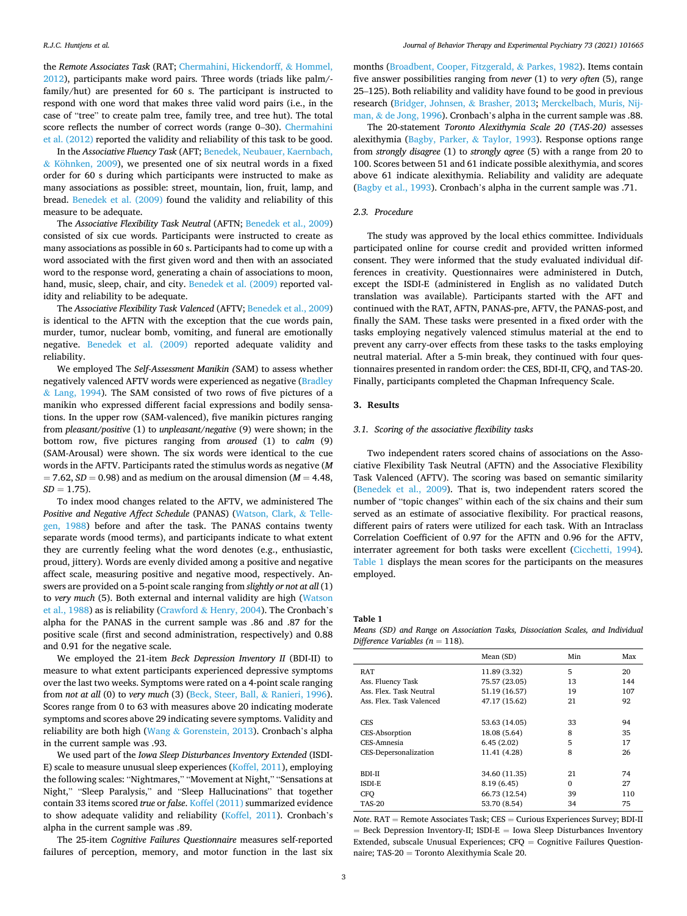the *Remote Associates Task* (RAT; Chermahini, Hickendorff, & Hommel, 2012), participants make word pairs. Three words (triads like palm/-family/hut) are presented for 60 s. The participant is instructed to respond with one word that makes three valid word pairs (i.e., in the case of "tree" to create palm tree, family tree, and tree hut). The total score reflects the number of correct words (range 0–30). Chermahini et al. (2012) reported the validity and reliability of this task to be good.

In the *Associative Fluency Task* (AFT; Benedek, Neubauer, Kaernbach, & Köhnken, 2009), we presented one of six neutral words in a fixed order for 60 s during which participants were instructed to make as many associations as possible: street, mountain, lion, fruit, lamp, and bread. Benedek et al. (2009) found the validity and reliability of this measure to be adequate.

The *Associative Flexibility Task Neutral* (AFTN; Benedek et al., 2009) consisted of six cue words. Participants were instructed to create as many associations as possible in 60 s. Participants had to come up with a word associated with the first given word and then with an associated word to the response word, generating a chain of associations to moon, hand, music, sleep, chair, and city. Benedek et al. (2009) reported validity and reliability to be adequate.

The *Associative Flexibility Task Valenced* (AFTV; Benedek et al., 2009) is identical to the AFTN with the exception that the cue words pain, murder, tumor, nuclear bomb, vomiting, and funeral are emotionally negative. Benedek et al. (2009) reported adequate validity and reliability.

We employed The *Self-Assessment Manikin (*SAM) to assess whether negatively valenced AFTV words were experienced as negative (Bradley & Lang, 1994). The SAM consisted of two rows of five pictures of a manikin who expressed different facial expressions and bodily sensations. In the upper row (SAM-valenced), five manikin pictures ranging from *pleasant/positive* (1) to *unpleasant/negative* (9) were shown; in the bottom row, five pictures ranging from *aroused* (1) to *calm* (9) (SAM-Arousal) were shown. The six words were identical to the cue words in the AFTV. Participants rated the stimulus words as negative ($M = 7.62$, $SD = 0.98$) and as medium on the arousal dimension ($M = 4.48$, $SD = 1.75$).

To index mood changes related to the AFTV, we administered The *Positive and Negative Affect Schedule* (PANAS) (Watson, Clark, & Tellegen, 1988) before and after the task. The PANAS contains twenty separate words (mood terms), and participants indicate to what extent they are currently feeling what the word denotes (e.g., enthusiastic, proud, jittery). Words are evenly divided among a positive and negative affect scale, measuring positive and negative mood, respectively. Answers are provided on a 5-point scale ranging from ***slightly or not at all*** (1) to *very much* (5). Both external and internal validity are high (Watson et al., 1988) as is reliability (Crawford & Henry, 2004). The Cronbach's alpha for the PANAS in the current sample was .86 and .87 for the positive scale (first and second administration, respectively) and 0.88 and 0.91 for the negative scale.

We employed the 21-item *Beck Depression Inventory II* (BDI-II) to measure to what extent participants experienced depressive symptoms over the last two weeks. Symptoms were rated on a 4-point scale ranging from *not at all* (0) to *very much* (3) (Beck, Steer, Ball, & Ranieri, 1996). Scores range from 0 to 63 with measures above 20 indicating moderate symptoms and scores above 29 indicating severe symptoms. Validity and reliability are both high (Wang & Gorenstein, 2013). Cronbach's alpha in the current sample was .93.

We used part of the *Iowa Sleep Disturbances Inventory Extended* (ISDI-E) scale to measure unusual sleep experiences (Koffel, 2011), employing the following scales: "Nightmares," "Movement at Night," "Sensations at Night," "Sleep Paralysis," and "Sleep Hallucinations" that together contain 33 items scored *true* or *false*. Koffel (2011) summarized evidence to show adequate validity and reliability (Koffel, 2011). Cronbach's alpha in the current sample was .89.

The 25-item *Cognitive Failures Questionnaire* measures self-reported failures of perception, memory, and motor function in the last six months (Broadbent, Cooper, Fitzgerald, & Parkes, 1982). Items contain five answer possibilities ranging from *never* (1) to *very often* (5), range 25–125). Both reliability and validity have found to be good in previous research (Bridger, Johnsen, & Brasher, 2013; Merckelbach, Muris, Nijman, & de Jong, 1996). Cronbach's alpha in the current sample was .88.

The 20-statement *Toronto Alexithymia Scale 20 (TAS-20)* assesses alexithymia (Bagby, Parker, & Taylor, 1993). Response options range from *strongly disagree* (1) to *strongly agree* (5) with a range from 20 to 100. Scores between 51 and 61 indicate possible alexithymia, and scores above 61 indicate alexithymia. Reliability and validity are adequate (Bagby et al., 1993). Cronbach's alpha in the current sample was .71.

### 2.3. Procedure

The study was approved by the local ethics committee. Individuals participated online for course credit and provided written informed consent. They were informed that the study evaluated individual differences in creativity. Questionnaires were administered in Dutch, except the ISDI-E (administered in English as no validated Dutch translation was available). Participants started with the AFT and continued with the RAT, AFTN, PANAS-pre, AFTV, the PANAS-post, and finally the SAM. These tasks were presented in a fixed order with the tasks employing negatively valenced stimulus material at the end to prevent any carry-over effects from these tasks to the tasks employing neutral material. After a 5-min break, they continued with four questionnaires presented in random order: the CES, BDI-II, CFQ, and TAS-20. Finally, participants completed the Chapman Infrequency Scale.

## 3. Results

### 3.1. Scoring of the associative flexibility tasks

Two independent raters scored chains of associations on the Associative Flexibility Task Neutral (AFTN) and the Associative Flexibility Task Valenced (AFTV). The scoring was based on semantic similarity (Benedek et al., 2009). That is, two independent raters scored the number of "topic changes" within each of the six chains and their sum served as an estimate of associative flexibility. For practical reasons, different pairs of raters were utilized for each task. With an Intraclass Correlation Coefficient of 0.97 for the AFTN and 0.96 for the AFTV, interrater agreement for both tasks were excellent (Cicchetti, 1994). Table 1 displays the mean scores for the participants on the measures employed.

**Table 1**
*Means (SD) and Range on Association Tasks, Dissociation Scales, and Individual Difference Variables ($n = 118$).*

| | Mean (SD) | Min | Max |
|---|---|---|---|
| RAT | 11.89 (3.32) | 5 | 20 |
| Ass. Fluency Task | 75.57 (23.05) | 13 | 144 |
| Ass. Flex. Task Neutral | 51.19 (16.57) | 19 | 107 |
| Ass. Flex. Task Valenced | 47.17 (15.62) | 21 | 92 |
| | | | |
| CES | 53.63 (14.05) | 33 | 94 |
| CES-Absorption | 18.08 (5.64) | 8 | 35 |
| CES-Amnesia | 6.45 (2.02) | 5 | 17 |
| CES-Depersonalization | 11.41 (4.28) | 8 | 26 |
| | | | |
| BDI-II | 34.60 (11.35) | 21 | 74 |
| ISDI-E | 8.19 (6.45) | 0 | 27 |
| CFQ | 66.73 (12.54) | 39 | 110 |
| TAS-20 | 53.70 (8.54) | 34 | 75 |

*Note*. RAT = Remote Associates Task; CES = Curious Experiences Survey; BDI-II = Beck Depression Inventory-II; ISDI-E = Iowa Sleep Disturbances Inventory Extended, subscale Unusual Experiences; CFQ = Cognitive Failures Questionnaire; TAS-20 = Toronto Alexithymia Scale 20.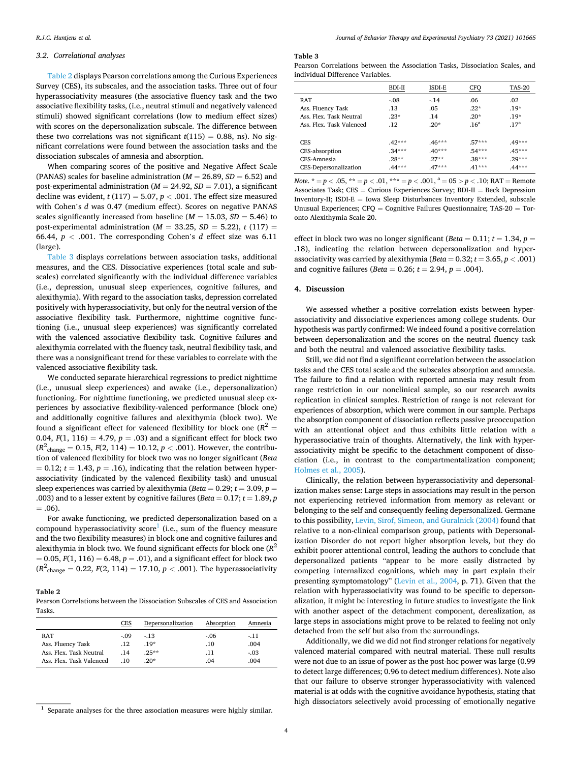### 3.2. Correlational analyses

Table 2 displays Pearson correlations among the Curious Experiences Survey (CES), its subscales, and the association tasks. Three out of four hyperassociativity measures (the associative fluency task and the two associative flexibility tasks, (i.e., neutral stimuli and negatively valenced stimuli) showed significant correlations (low to medium effect sizes) with scores on the depersonalization subscale. The difference between these two correlations was not significant $t(115) = 0.88$, ns). No significant correlations were found between the association tasks and the dissociation subscales of amnesia and absorption.

When comparing scores of the positive and Negative Affect Scale (PANAS) scales for baseline administration ($M = 26.89$, $SD = 6.52$) and post-experimental administration ($M = 24.92$, $SD = 7.01$), a significant decline was evident, $t(117) = 5.07$, $p < .001$. The effect size measured with Cohen's $d$ was 0.47 (medium effect). Scores on negative PANAS scales significantly increased from baseline ($M = 15.03$, $SD = 5.46$) to post-experimental administration ($M = 33.25$, $SD = 5.22$), $t(117) = 66.44$, $p < .001$. The corresponding Cohen's $d$ effect size was 6.11 (large).

Table 3 displays correlations between association tasks, additional measures, and the CES. Dissociative experiences (total scale and subscales) correlated significantly with the individual difference variables (i.e., depression, unusual sleep experiences, cognitive failures, and alexithymia). With regard to the association tasks, depression correlated positively with hyperassociativity, but only for the neutral version of the associative flexibility task. Furthermore, nighttime cognitive functioning (i.e., unusual sleep experiences) was significantly correlated with the valenced associative flexibility task. Cognitive failures and alexithymia correlated with the fluency task, neutral flexibility task, and there was a nonsignificant trend for these variables to correlate with the valenced associative flexibility task.

We conducted separate hierarchical regressions to predict nighttime (i.e., unusual sleep experiences) and awake (i.e., depersonalization) functioning. For nighttime functioning, we predicted unusual sleep experiences by associative flexibility-valenced performance (block one) and additionally cognitive failures and alexithymia (block two). We found a significant effect for valenced flexibility for block one ($R^2 = 0.04$, $F(1, 116) = 4.79$, $p = .03$) and a significant effect for block two ($R^2_{change} = 0.15$, $F(2, 114) = 10.12$, $p < .001$). However, the contribution of valenced flexibility for block two was no longer significant ($Beta = 0.12$; $t = 1.43$, $p = .16$), indicating that the relation between hyperassociativity (indicated by the valenced flexibility task) and unusual sleep experiences was carried by alexithymia ($Beta = 0.29$; $t = 3.09$, $p = .003$) and to a lesser extent by cognitive failures ($Beta = 0.17$; $t = 1.89$, $p = .06$).

For awake functioning, we predicted depersonalization based on a compound hyperassociativity score[1] (i.e., sum of the fluency measure and the two flexibility measures) in block one and cognitive failures and alexithymia in block two. We found significant effects for block one ($R^2 = 0.05$, $F(1, 116) = 6.48$, $p = .01$), and a significant effect for block two ($R^2_{change} = 0.22$, $F(2, 114) = 17.10$, $p < .001$). The hyperassociativity effect in block two was no longer significant ($Beta = 0.11$; $t = 1.34$, $p = .18$), indicating the relation between depersonalization and hyperassociativity was carried by alexithymia ($Beta = 0.32$; $t = 3.65$, $p < .001$) and cognitive failures ($Beta = 0.26$; $t = 2.94$, $p = .004$).

**Table 2**
Pearson Correlations between the Dissociation Subscales of CES and Association Tasks.

| | CES | Depersonalization | Absorption | Amnesia |
|---|---|---|---|---|
| RAT | -.09 | -.13 | -.06 | -.11 |
| Ass. Fluency Task | .12 | .19* | .10 | .004 |
| Ass. Flex. Task Neutral | .14 | .25** | .11 | -.03 |
| Ass. Flex. Task Valenced | .10 | .20* | .04 | .004 |

**Table 3**
Pearson Correlations between the Association Tasks, Dissociation Scales, and individual Difference Variables.

| | BDI-II | ISDI-E | CFQ | TAS-20 |
|---|---|---|---|---|
| RAT | -.08 | -.14 | .06 | .02 |
| Ass. Fluency Task | .13 | .05 | .22* | .19* |
| Ass. Flex. Task Neutral | .23* | .14 | .20* | .19* |
| Ass. Flex. Task Valenced | .12 | .20* | .16[a] | .17[a] |
| | | | | |
| CES | .42*** | .46*** | .57*** | .49*** |
| CES-absorption | .34*** | .40*** | .54*** | .45*** |
| CES-Amnesia | .28** | .27** | .38*** | .29*** |
| CES-Depersonalization | .44*** | .47*** | .41*** | .44*** |

*Note.* * = $p < .05$, ** = $p < .01$, *** = $p < .001$, [a] = 05 > $p$ < .10; RAT = Remote Associates Task; CES = Curious Experiences Survey; BDI-II = Beck Depression Inventory-II; ISDI-E = Iowa Sleep Disturbances Inventory Extended, subscale Unusual Experiences; CFQ = Cognitive Failures Questionnaire; TAS-20 = Toronto Alexithymia Scale 20.

## 4. Discussion

We assessed whether a positive correlation exists between hyperassociativity and dissociative experiences among college students. Our hypothesis was partly confirmed: We indeed found a positive correlation between depersonalization and the scores on the neutral fluency task and both the neutral and valenced associative flexibility tasks.

Still, we did not find a significant correlation between the association tasks and the CES total scale and the subscales absorption and amnesia. The failure to find a relation with reported amnesia may result from range restriction in our nonclinical sample, so our research awaits replication in clinical samples. Restriction of range is not relevant for experiences of absorption, which were common in our sample. Perhaps the absorption component of dissociation reflects passive preoccupation with an attentional object and thus exhibits little relation with a hyperassociative train of thoughts. Alternatively, the link with hyperassociativity might be specific to the detachment component of dissociation (i.e., in contrast to the compartmentalization component; Holmes et al., 2005).

Clinically, the relation between hyperassociativity and depersonalization makes sense: Large steps in associations may result in the person not experiencing retrieved information from memory as relevant or belonging to the self and consequently feeling depersonalized. Germane to this possibility, Levin, Sirof, Simeon, and Guralnick (2004) found that relative to a non-clinical comparison group, patients with Depersonalization Disorder do not report higher absorption levels, but they do exhibit poorer attentional control, leading the authors to conclude that depersonalized patients "appear to be more easily distracted by competing internalized cognitions, which may in part explain their presenting symptomatology" (Levin et al., 2004, p. 71). Given that the relation with hyperassociativity was found to be specific to depersonalization, it might be interesting in future studies to investigate the link with another aspect of the detachment component, derealization, as large steps in associations might prove to be related to feeling not only detached from the self but also from the surroundings.

Additionally, we did we did not find stronger relations for negatively valenced material compared with neutral material. These null results were not due to an issue of power as the post-hoc power was large (0.99 to detect large differences; 0.96 to detect medium differences). Note also that our failure to observe stronger hyperassociativity with valenced material is at odds with the cognitive avoidance hypothesis, stating that high dissociators selectively avoid processing of emotionally negative

[1] Separate analyses for the three association measures were highly similar.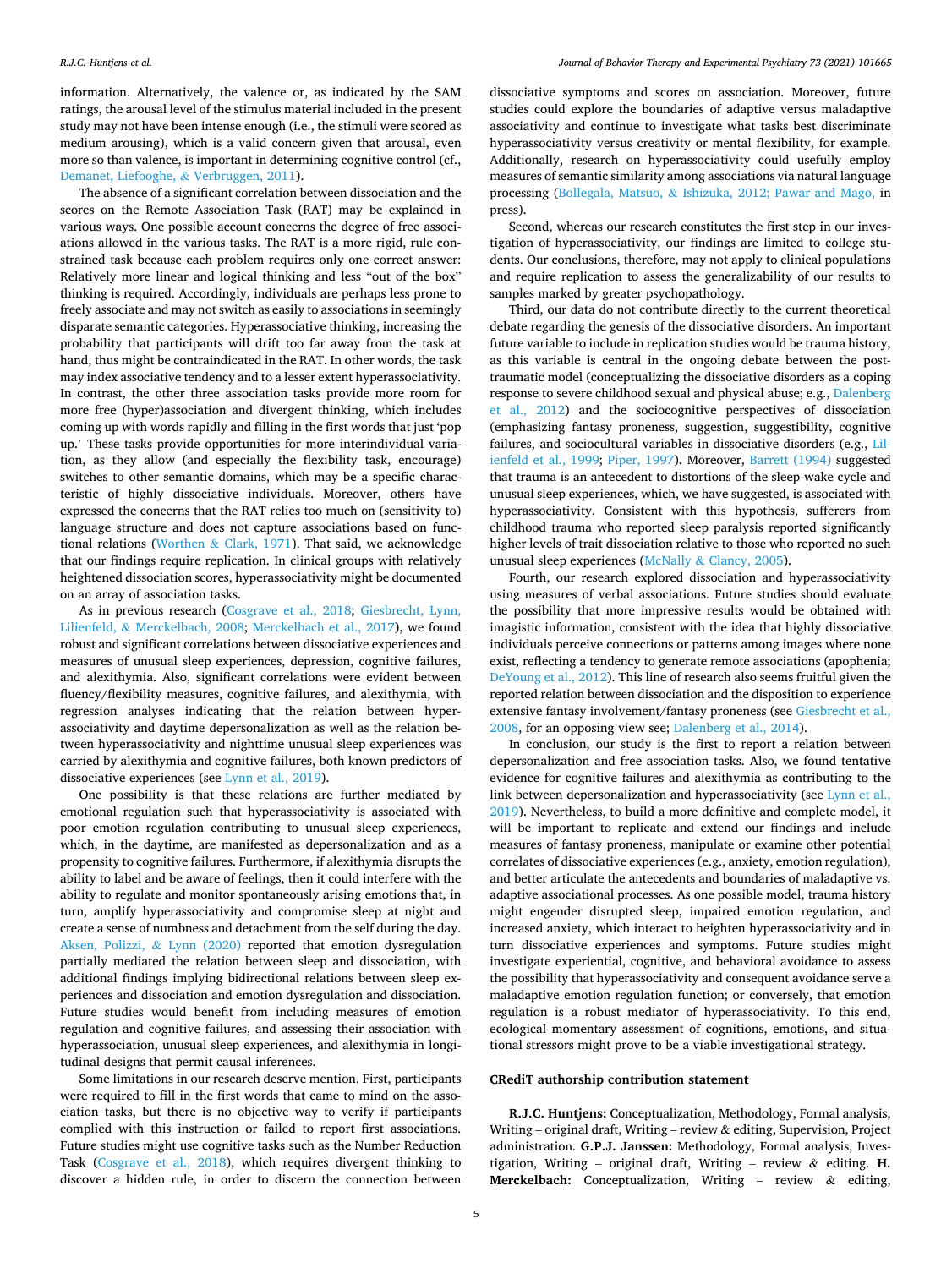information. Alternatively, the valence or, as indicated by the SAM ratings, the arousal level of the stimulus material included in the present study may not have been intense enough (i.e., the stimuli were scored as medium arousing), which is a valid concern given that arousal, even more so than valence, is important in determining cognitive control (cf., Demanet, Liefooghe, & Verbruggen, 2011).

The absence of a significant correlation between dissociation and the scores on the Remote Association Task (RAT) may be explained in various ways. One possible account concerns the degree of free associations allowed in the various tasks. The RAT is a more rigid, rule constrained task because each problem requires only one correct answer: Relatively more linear and logical thinking and less "out of the box" thinking is required. Accordingly, individuals are perhaps less prone to freely associate and may not switch as easily to associations in seemingly disparate semantic categories. Hyperassociative thinking, increasing the probability that participants will drift too far away from the task at hand, thus might be contraindicated in the RAT. In other words, the task may index associative tendency and to a lesser extent hyperassociativity. In contrast, the other three association tasks provide more room for more free (hyper)association and divergent thinking, which includes coming up with words rapidly and filling in the first words that just 'pop up.' These tasks provide opportunities for more interindividual variation, as they allow (and especially the flexibility task, encourage) switches to other semantic domains, which may be a specific characteristic of highly dissociative individuals. Moreover, others have expressed the concerns that the RAT relies too much on (sensitivity to) language structure and does not capture associations based on functional relations (Worthen & Clark, 1971). That said, we acknowledge that our findings require replication. In clinical groups with relatively heightened dissociation scores, hyperassociativity might be documented on an array of association tasks.

As in previous research (Cosgrave et al., 2018; Giesbrecht, Lynn, Lilienfeld, & Merckelbach, 2008; Merckelbach et al., 2017), we found robust and significant correlations between dissociative experiences and measures of unusual sleep experiences, depression, cognitive failures, and alexithymia. Also, significant correlations were evident between fluency/flexibility measures, cognitive failures, and alexithymia, with regression analyses indicating that the relation between hyperassociativity and daytime depersonalization as well as the relation between hyperassociativity and nighttime unusual sleep experiences was carried by alexithymia and cognitive failures, both known predictors of dissociative experiences (see Lynn et al., 2019).

One possibility is that these relations are further mediated by emotional regulation such that hyperassociativity is associated with poor emotion regulation contributing to unusual sleep experiences, which, in the daytime, are manifested as depersonalization and as a propensity to cognitive failures. Furthermore, if alexithymia disrupts the ability to label and be aware of feelings, then it could interfere with the ability to regulate and monitor spontaneously arising emotions that, in turn, amplify hyperassociativity and compromise sleep at night and create a sense of numbness and detachment from the self during the day. Aksen, Polizzi, & Lynn (2020) reported that emotion dysregulation partially mediated the relation between sleep and dissociation, with additional findings implying bidirectional relations between sleep experiences and dissociation and emotion dysregulation and dissociation. Future studies would benefit from including measures of emotion regulation and cognitive failures, and assessing their association with hyperassociation, unusual sleep experiences, and alexithymia in longitudinal designs that permit causal inferences.

Some limitations in our research deserve mention. First, participants were required to fill in the first words that came to mind on the association tasks, but there is no objective way to verify if participants complied with this instruction or failed to report first associations. Future studies might use cognitive tasks such as the Number Reduction Task (Cosgrave et al., 2018), which requires divergent thinking to discover a hidden rule, in order to discern the connection between dissociative symptoms and scores on association. Moreover, future studies could explore the boundaries of adaptive versus maladaptive associativity and continue to investigate what tasks best discriminate hyperassociativity versus creativity or mental flexibility, for example. Additionally, research on hyperassociativity could usefully employ measures of semantic similarity among associations via natural language processing (Bollegala, Matsuo, & Ishizuka, 2012; Pawar and Mago, in press).

Second, whereas our research constitutes the first step in our investigation of hyperassociativity, our findings are limited to college students. Our conclusions, therefore, may not apply to clinical populations and require replication to assess the generalizability of our results to samples marked by greater psychopathology.

Third, our data do not contribute directly to the current theoretical debate regarding the genesis of the dissociative disorders. An important future variable to include in replication studies would be trauma history, as this variable is central in the ongoing debate between the post-traumatic model (conceptualizing the dissociative disorders as a coping response to severe childhood sexual and physical abuse; e.g., Dalenberg et al., 2012) and the sociocognitive perspectives of dissociation (emphasizing fantasy proneness, suggestion, suggestibility, cognitive failures, and sociocultural variables in dissociative disorders (e.g., Lilienfeld et al., 1999; Piper, 1997). Moreover, Barrett (1994) suggested that trauma is an antecedent to distortions of the sleep-wake cycle and unusual sleep experiences, which, we have suggested, is associated with hyperassociativity. Consistent with this hypothesis, sufferers from childhood trauma who reported sleep paralysis reported significantly higher levels of trait dissociation relative to those who reported no such unusual sleep experiences (McNally & Clancy, 2005).

Fourth, our research explored dissociation and hyperassociativity using measures of verbal associations. Future studies should evaluate the possibility that more impressive results would be obtained with imagistic information, consistent with the idea that highly dissociative individuals perceive connections or patterns among images where none exist, reflecting a tendency to generate remote associations (apophenia; DeYoung et al., 2012). This line of research also seems fruitful given the reported relation between dissociation and the disposition to experience extensive fantasy involvement/fantasy proneness (see Giesbrecht et al., 2008, for an opposing view see; Dalenberg et al., 2014).

In conclusion, our study is the first to report a relation between depersonalization and free association tasks. Also, we found tentative evidence for cognitive failures and alexithymia as contributing to the link between depersonalization and hyperassociativity (see Lynn et al., 2019). Nevertheless, to build a more definitive and complete model, it will be important to replicate and extend our findings and include measures of fantasy proneness, manipulate or examine other potential correlates of dissociative experiences (e.g., anxiety, emotion regulation), and better articulate the antecedents and boundaries of maladaptive vs. adaptive associational processes. As one possible model, trauma history might engender disrupted sleep, impaired emotion regulation, and increased anxiety, which interact to heighten hyperassociativity and in turn dissociative experiences and symptoms. Future studies might investigate experiential, cognitive, and behavioral avoidance to assess the possibility that hyperassociativity and consequent avoidance serve a maladaptive emotion regulation function; or conversely, that emotion regulation is a robust mediator of hyperassociativity. To this end, ecological momentary assessment of cognitions, emotions, and situational stressors might prove to be a viable investigational strategy.

## CRediT authorship contribution statement

**R.J.C. Huntjens:** Conceptualization, Methodology, Formal analysis, Writing – original draft, Writing – review & editing, Supervision, Project administration. **G.P.J. Janssen:** Methodology, Formal analysis, Investigation, Writing – original draft, Writing – review & editing. **H. Merckelbach:** Conceptualization, Writing – review & editing,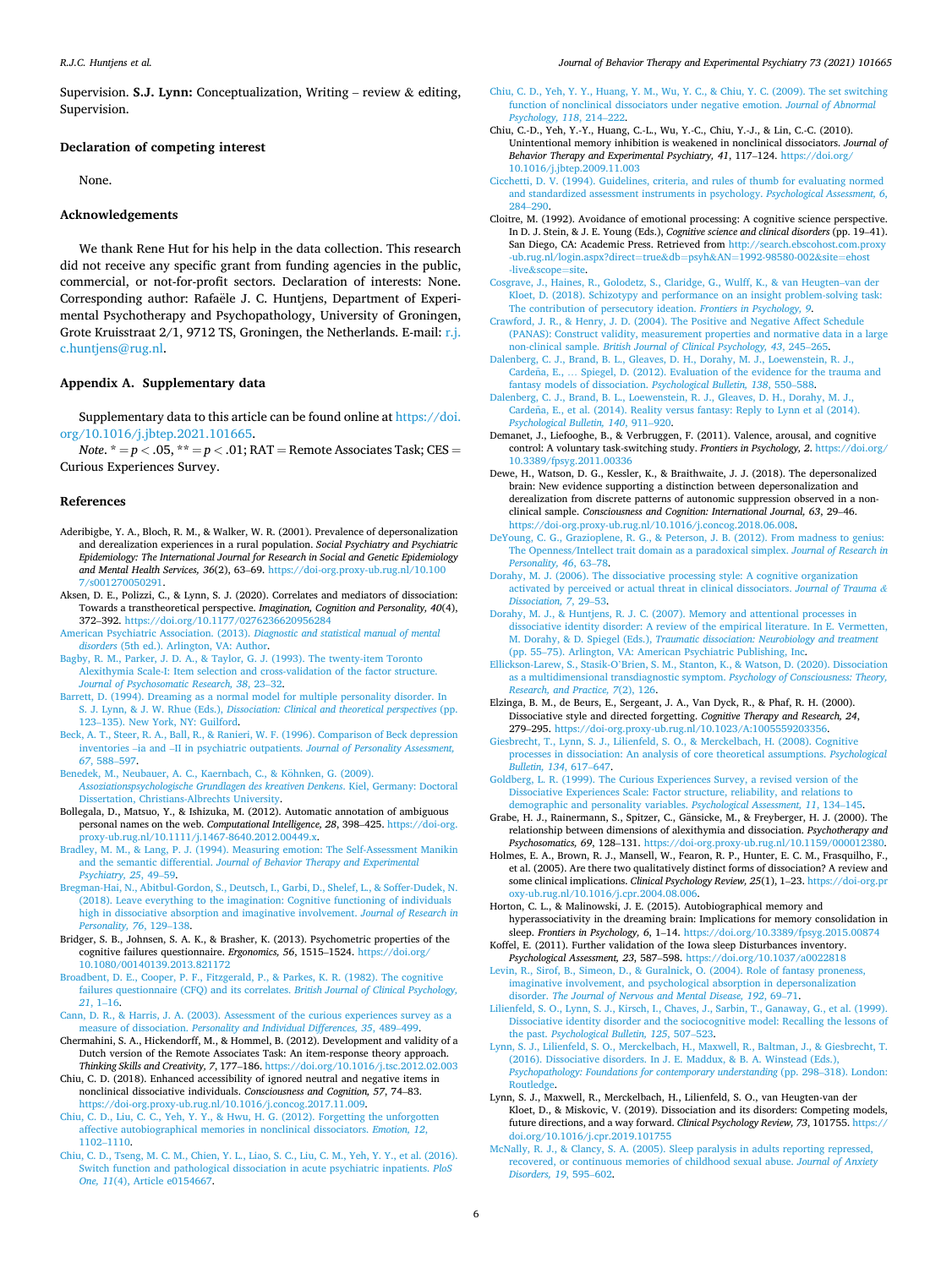Supervision. **S.J. Lynn:** Conceptualization, Writing – review & editing, Supervision.

### Declaration of competing interest

None.

### Acknowledgements

We thank Rene Hut for his help in the data collection. This research did not receive any specific grant from funding agencies in the public, commercial, or not-for-profit sectors. Declaration of interests: None. Corresponding author: Rafaële J. C. Huntjens, Department of Experimental Psychotherapy and Psychopathology, University of Groningen, Grote Kruisstraat 2/1, 9712 TS, Groningen, the Netherlands. E-mail: r.j.c.huntjens@rug.nl.

### Appendix A. Supplementary data

Supplementary data to this article can be found online at https://doi.org/10.1016/j.jbtep.2021.101665.

*Note*. * = $p < .05$, ** = $p < .01$; RAT = Remote Associates Task; CES = Curious Experiences Survey.

### References

Aderibigbe, Y. A., Bloch, R. M., & Walker, W. R. (2001). Prevalence of depersonalization and derealization experiences in a rural population. *Social Psychiatry and Psychiatric Epidemiology: The International Journal for Research in Social and Genetic Epidemiology and Mental Health Services, 36*(2), 63–69. https://doi-org.proxy-ub.rug.nl/10.1007/s001270050291.

Aksen, D. E., Polizzi, C., & Lynn, S. J. (2020). Correlates and mediators of dissociation: Towards a transtheoretical perspective. *Imagination, Cognition and Personality, 40*(4), 372–392. https://doi.org/10.1177/0276236620956284

American Psychiatric Association. (2013). *Diagnostic and statistical manual of mental disorders* (5th ed.). Arlington, VA: Author.

Bagby, R. M., Parker, J. D. A., & Taylor, G. J. (1993). The twenty-item Toronto Alexithymia Scale-I: Item selection and cross-validation of the factor structure. *Journal of Psychosomatic Research, 38*, 23–32.

Barrett, D. (1994). Dreaming as a normal model for multiple personality disorder. In S. J. Lynn, & J. W. Rhue (Eds.), *Dissociation: Clinical and theoretical perspectives* (pp. 123–135). New York, NY: Guilford.

Beck, A. T., Steer, R. A., Ball, R., & Ranieri, W. F. (1996). Comparison of Beck depression inventories –ia and –II in psychiatric outpatients. *Journal of Personality Assessment, 67*, 588–597.

Benedek, M., Neubauer, A. C., Kaernbach, C., & Köhnken, G. (2009). *Assoziationspsychologische Grundlagen des kreativen Denkens*. Kiel, Germany: Doctoral Dissertation, Christians-Albrechts University.

Bollegala, D., Matsuo, Y., & Ishizuka, M. (2012). Automatic annotation of ambiguous personal names on the web. *Computational Intelligence, 28*, 398–425. https://doi-org.proxy-ub.rug.nl/10.1111/j.1467-8640.2012.00449.x.

Bradley, M. M., & Lang, P. J. (1994). Measuring emotion: The Self-Assessment Manikin and the semantic differential. *Journal of Behavior Therapy and Experimental Psychiatry, 25*, 49–59.

Bregman-Hai, N., Abitbul-Gordon, S., Deutsch, I., Garbi, D., Shelef, L., & Soffer-Dudek, N. (2018). Leave everything to the imagination: Cognitive functioning of individuals high in dissociative absorption and imaginative involvement. *Journal of Research in Personality, 76*, 129–138.

Bridger, S. B., Johnsen, S. A. K., & Brasher, K. (2013). Psychometric properties of the cognitive failures questionnaire. *Ergonomics, 56*, 1515–1524. https://doi.org/10.1080/00140139.2013.821172

Broadbent, D. E., Cooper, P. F., Fitzgerald, P., & Parkes, K. R. (1982). The cognitive failures questionnaire (CFQ) and its correlates. *British Journal of Clinical Psychology, 21*, 1–16.

Cann, D. R., & Harris, J. A. (2003). Assessment of the curious experiences survey as a measure of dissociation. *Personality and Individual Differences, 35*, 489–499.

Chermahini, S. A., Hickendorff, M., & Hommel, B. (2012). Development and validity of a Dutch version of the Remote Associates Task: An item-response theory approach. *Thinking Skills and Creativity, 7*, 177–186. https://doi.org/10.1016/j.tsc.2012.02.003

Chiu, C. D. (2018). Enhanced accessibility of ignored neutral and negative items in nonclinical dissociative individuals. *Consciousness and Cognition, 57*, 74–83. https://doi-org.proxy-ub.rug.nl/10.1016/j.concog.2017.11.009.

Chiu, C. D., Liu, C. C., Yeh, Y. Y., & Hwu, H. G. (2012). Forgetting the unforgotten affective autobiographical memories in nonclinical dissociators. *Emotion, 12*, 1102–1110.

Chiu, C. D., Tseng, M. C. M., Chien, Y. L., Liao, S. C., Liu, C. M., Yeh, Y. Y., et al. (2016). Switch function and pathological dissociation in acute psychiatric inpatients. *PloS One, 11*(4), Article e0154667.

Chiu, C. D., Yeh, Y. Y., Huang, Y. M., Wu, Y. C., & Chiu, Y. C. (2009). The set switching function of nonclinical dissociators under negative emotion. *Journal of Abnormal Psychology, 118*, 214–222.

Chiu, C.-D., Yeh, Y.-Y., Huang, C.-L., Wu, Y.-C., Chiu, Y.-J., & Lin, C.-C. (2010). Unintentional memory inhibition is weakened in nonclinical dissociators. *Journal of Behavior Therapy and Experimental Psychiatry, 41*, 117–124. https://doi.org/10.1016/j.jbtep.2009.11.003

Cicchetti, D. V. (1994). Guidelines, criteria, and rules of thumb for evaluating normed and standardized assessment instruments in psychology. *Psychological Assessment, 6*, 284–290.

Cloitre, M. (1992). Avoidance of emotional processing: A cognitive science perspective. In D. J. Stein, & J. E. Young (Eds.), *Cognitive science and clinical disorders* (pp. 19–41). San Diego, CA: Academic Press. Retrieved from http://search.ebscohost.com.proxy-ub.rug.nl/login.aspx?direct=true&db=psyh&AN=1992-98580-002&site=ehost-live&scope=site.

Cosgrave, J., Haines, R., Golodetz, S., Claridge, G., Wulff, K., & van Heugten–van der Kloet, D. (2018). Schizotypy and performance on an insight problem-solving task: The contribution of persecutory ideation. *Frontiers in Psychology, 9*.

Crawford, J. R., & Henry, J. D. (2004). The Positive and Negative Affect Schedule (PANAS): Construct validity, measurement properties and normative data in a large non-clinical sample. *British Journal of Clinical Psychology, 43*, 245–265.

Dalenberg, C. J., Brand, B. L., Gleaves, D. H., Dorahy, M. J., Loewenstein, R. J., Cardeña, E., … Spiegel, D. (2012). Evaluation of the evidence for the trauma and fantasy models of dissociation. *Psychological Bulletin, 138*, 550–588.

Dalenberg, C. J., Brand, B. L., Loewenstein, R. J., Gleaves, D. H., Dorahy, M. J., Cardeña, E., et al. (2014). Reality versus fantasy: Reply to Lynn et al (2014). *Psychological Bulletin, 140*, 911–920.

Demanet, J., Liefooghe, B., & Verbruggen, F. (2011). Valence, arousal, and cognitive control: A voluntary task-switching study. *Frontiers in Psychology, 2*. https://doi.org/10.3389/fpsyg.2011.00336

Dewe, H., Watson, D. G., Kessler, K., & Braithwaite, J. J. (2018). The depersonalized brain: New evidence supporting a distinction between depersonalization and derealization from discrete patterns of autonomic suppression observed in a non-clinical sample. *Consciousness and Cognition: International Journal, 63*, 29–46. https://doi-org.proxy-ub.rug.nl/10.1016/j.concog.2018.06.008.

DeYoung, C. G., Grazioplene, R. G., & Peterson, J. B. (2012). From madness to genius: The Openness/Intellect trait domain as a paradoxical simplex. *Journal of Research in Personality, 46*, 63–78.

Dorahy, M. J. (2006). The dissociative processing style: A cognitive organization activated by perceived or actual threat in clinical dissociators. *Journal of Trauma & Dissociation, 7*, 29–53.

Dorahy, M. J., & Huntjens, R. J. C. (2007). Memory and attentional processes in dissociative identity disorder: A review of the empirical literature. In E. Vermetten, M. Dorahy, & D. Spiegel (Eds.), *Traumatic dissociation: Neurobiology and treatment* (pp. 55–75). Arlington, VA: American Psychiatric Publishing, Inc.

Ellickson-Larew, S., Stasik-O'Brien, S. M., Stanton, K., & Watson, D. (2020). Dissociation as a multidimensional transdiagnostic symptom. *Psychology of Consciousness: Theory, Research, and Practice, 7*(2), 126.

Elzinga, B. M., de Beurs, E., Sergeant, J. A., Van Dyck, R., & Phaf, R. H. (2000). Dissociative style and directed forgetting. *Cognitive Therapy and Research, 24*, 279–295. https://doi-org.proxy-ub.rug.nl/10.1023/A:1005559203356.

Giesbrecht, T., Lynn, S. J., Lilienfeld, S. O., & Merckelbach, H. (2008). Cognitive processes in dissociation: An analysis of core theoretical assumptions. *Psychological Bulletin, 134*, 617–647.

Goldberg, L. R. (1999). The Curious Experiences Survey, a revised version of the Dissociative Experiences Scale: Factor structure, reliability, and relations to demographic and personality variables. *Psychological Assessment, 11*, 134–145.

Grabe, H. J., Rainermann, S., Spitzer, C., Gänsicke, M., & Freyberger, H. J. (2000). The relationship between dimensions of alexithymia and dissociation. *Psychotherapy and Psychosomatics, 69*, 128–131. https://doi-org.proxy-ub.rug.nl/10.1159/000012380.

Holmes, E. A., Brown, R. J., Mansell, W., Fearon, R. P., Hunter, E. C. M., Frasquilho, F., et al. (2005). Are there two qualitatively distinct forms of dissociation? A review and some clinical implications. *Clinical Psychology Review, 25*(1), 1–23. https://doi-org.proxy-ub.rug.nl/10.1016/j.cpr.2004.08.006.

Horton, C. L., & Malinowski, J. E. (2015). Autobiographical memory and hyperassociativity in the dreaming brain: Implications for memory consolidation in sleep. *Frontiers in Psychology, 6*, 1–14. https://doi.org/10.3389/fpsyg.2015.00874

Koffel, E. (2011). Further validation of the Iowa sleep Disturbances inventory. *Psychological Assessment, 23*, 587–598. https://doi.org/10.1037/a0022818

Levin, R., Sirof, B., Simeon, D., & Guralnick, O. (2004). Role of fantasy proneness, imaginative involvement, and psychological absorption in depersonalization disorder. *The Journal of Nervous and Mental Disease, 192*, 69–71.

Lilienfeld, S. O., Lynn, S. J., Kirsch, I., Chaves, J., Sarbin, T., Ganaway, G., et al. (1999). Dissociative identity disorder and the sociocognitive model: Recalling the lessons of the past. *Psychological Bulletin, 125*, 507–523.

Lynn, S. J., Lilienfeld, S. O., Merckelbach, H., Maxwell, R., Baltman, J., & Giesbrecht, T. (2016). Dissociative disorders. In J. E. Maddux, & B. A. Winstead (Eds.), *Psychopathology: Foundations for contemporary understanding* (pp. 298–318). London: Routledge.

Lynn, S. J., Maxwell, R., Merckelbach, H., Lilienfeld, S. O., van Heugten-van der Kloet, D., & Miskovic, V. (2019). Dissociation and its disorders: Competing models, future directions, and a way forward. *Clinical Psychology Review, 73*, 101755. https://doi.org/10.1016/j.cpr.2019.101755

McNally, R. J., & Clancy, S. A. (2005). Sleep paralysis in adults reporting repressed, recovered, or continuous memories of childhood sexual abuse. *Journal of Anxiety Disorders, 19*, 595–602.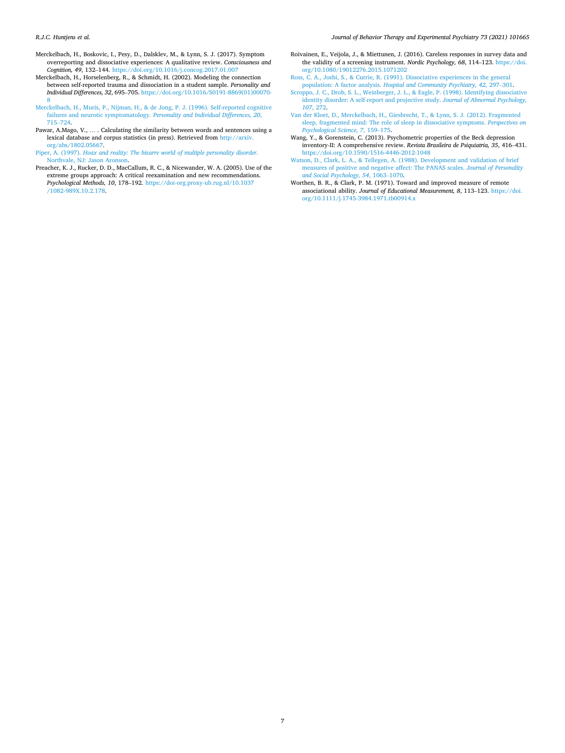Merckelbach, H., Boskovic, I., Pesy, D., Dalsklev, M., & Lynn, S. J. (2017). Symptom overreporting and dissociative experiences: A qualitative review. *Consciousness and Cognition, 49*, 132–144. https://doi.org/10.1016/j.concog.2017.01.007

Merckelbach, H., Horselenberg, R., & Schmidt, H. (2002). Modeling the connection between self-reported trauma and dissociation in a student sample. *Personality and Individual Differences, 32*, 695–705. https://doi.org/10.1016/S0191-8869(01)00070-8

Merckelbach, H., Muris, P., Nijman, H., & de Jong, P. J. (1996). Self-reported cognitive failures and neurotic symptomatology. *Personality and Individual Differences, 20*, 715–724.

Pawar, A.Mago, V., … . Calculating the similarity between words and sentences using a lexical database and corpus statistics (in press). Retrieved from http://arxiv.org/abs/1802.05667.

Piper, A. (1997). *Hoax and reality: The bizarre world of multiple personality disorder*. Northvale, NJ: Jason Aronson.

Preacher, K. J., Rucker, D. D., MacCallum, R. C., & Nicewander, W. A. (2005). Use of the extreme groups approach: A critical reexamination and new recommendations. *Psychological Methods, 10*, 178–192. https://doi-org.proxy-ub.rug.nl/10.1037/1082-989X.10.2.178.

Roivainen, E., Veijola, J., & Miettunen, J. (2016). Careless responses in survey data and the validity of a screening instrument. *Nordic Psychology, 68*, 114–123. https://doi.org/10.1080/19012276.2015.1071202

Ross, C. A., Joshi, S., & Currie, R. (1991). Dissociative experiences in the general population: A factor analysis. *Hospital and Community Psychiatry, 42*, 297–301.

Scroppo, J. C., Drob, S. L., Weinberger, J. L., & Eagle, P. (1998). Identifying dissociative identity disorder: A self-report and projective study. *Journal of Abnormal Psychology, 107*, 272.

Van der Kloet, D., Merckelbach, H., Giesbrecht, T., & Lynn, S. J. (2012). Fragmented sleep, fragmented mind: The role of sleep in dissociative symptoms. *Perspectives on Psychological Science, 7*, 159–175.

Wang, Y., & Gorenstein, C. (2013). Psychometric properties of the Beck depression inventory-II: A comprehensive review. *Revista Brasileira de Psiquiatria, 35*, 416–431. https://doi.org/10.1590/1516-4446-2012-1048

Watson, D., Clark, L. A., & Tellegen, A. (1988). Development and validation of brief measures of positive and negative affect: The PANAS scales. *Journal of Personality and Social Psychology, 54*, 1063–1070.

Worthen, B. R., & Clark, P. M. (1971). Toward and improved measure of remote associational ability. *Journal of Educational Measurement, 8*, 113–123. https://doi.org/10.1111/j.1745-3984.1971.tb00914.x